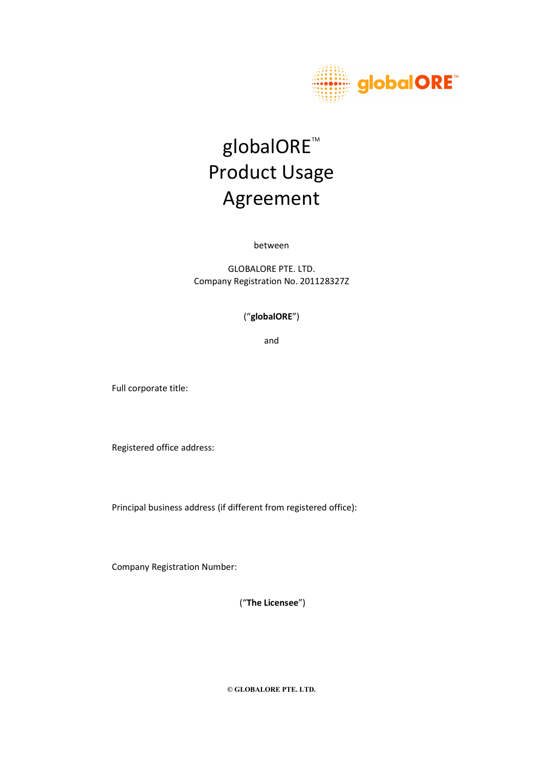globalORE™

# globalORE™ Product Usage Agreement

between

GLOBALORE PTE. LTD.
Company Registration No. 201128327Z

(“**globalORE**”)

and

Full corporate title:

Registered office address:

Principal business address (if different from registered office):

Company Registration Number:

(“**The Licensee**”)

**© GLOBALORE PTE. LTD.**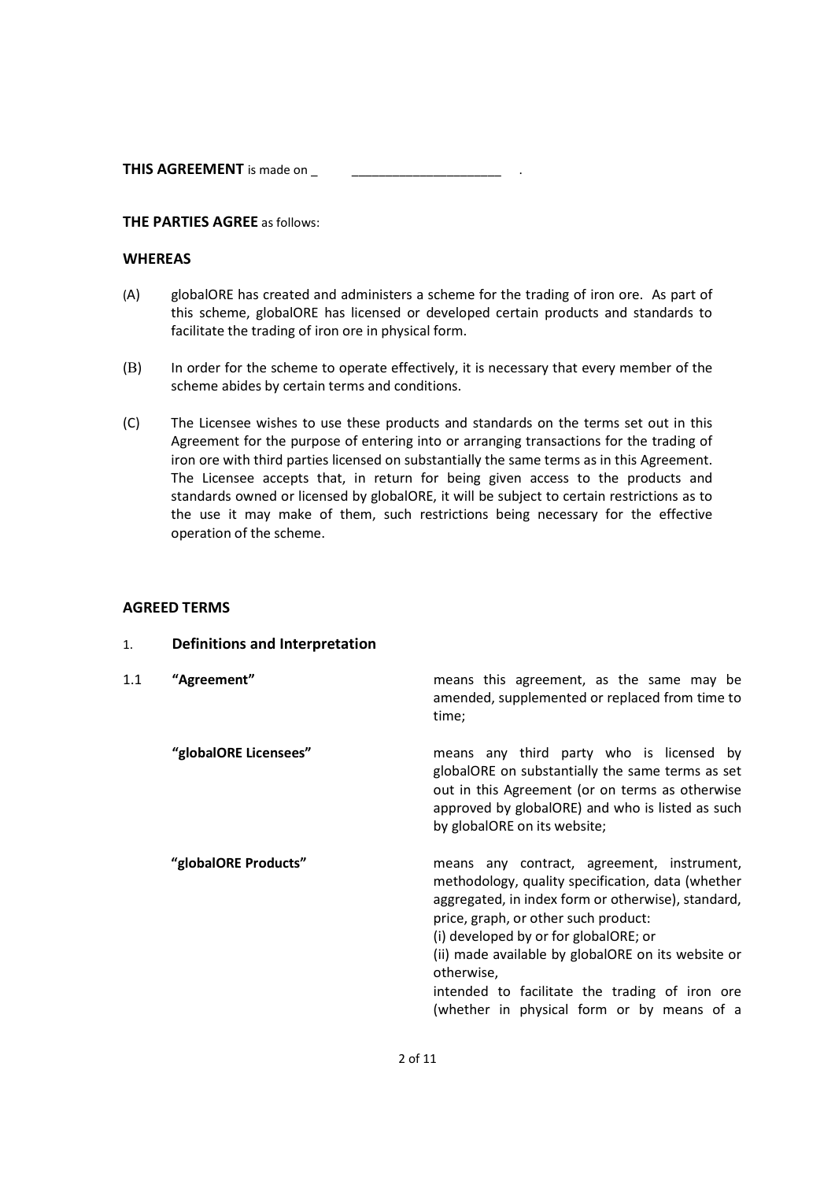**THIS AGREEMENT** is made on _ _____________________ .

**THE PARTIES AGREE** as follows:

**WHEREAS**

(A) globalORE has created and administers a scheme for the trading of iron ore. As part of this scheme, globalORE has licensed or developed certain products and standards to facilitate the trading of iron ore in physical form.

(B) In order for the scheme to operate effectively, it is necessary that every member of the scheme abides by certain terms and conditions.

(C) The Licensee wishes to use these products and standards on the terms set out in this Agreement for the purpose of entering into or arranging transactions for the trading of iron ore with third parties licensed on substantially the same terms as in this Agreement. The Licensee accepts that, in return for being given access to the products and standards owned or licensed by globalORE, it will be subject to certain restrictions as to the use it may make of them, such restrictions being necessary for the effective operation of the scheme.

**AGREED TERMS**

1. **Definitions and Interpretation**

1.1 **"Agreement"** means this agreement, as the same may be amended, supplemented or replaced from time to time;

**"globalORE Licensees"** means any third party who is licensed by globalORE on substantially the same terms as set out in this Agreement (or on terms as otherwise approved by globalORE) and who is listed as such by globalORE on its website;

**"globalORE Products"** means any contract, agreement, instrument, methodology, quality specification, data (whether aggregated, in index form or otherwise), standard, price, graph, or other such product:
(i) developed by or for globalORE; or
(ii) made available by globalORE on its website or otherwise,
intended to facilitate the trading of iron ore (whether in physical form or by means of a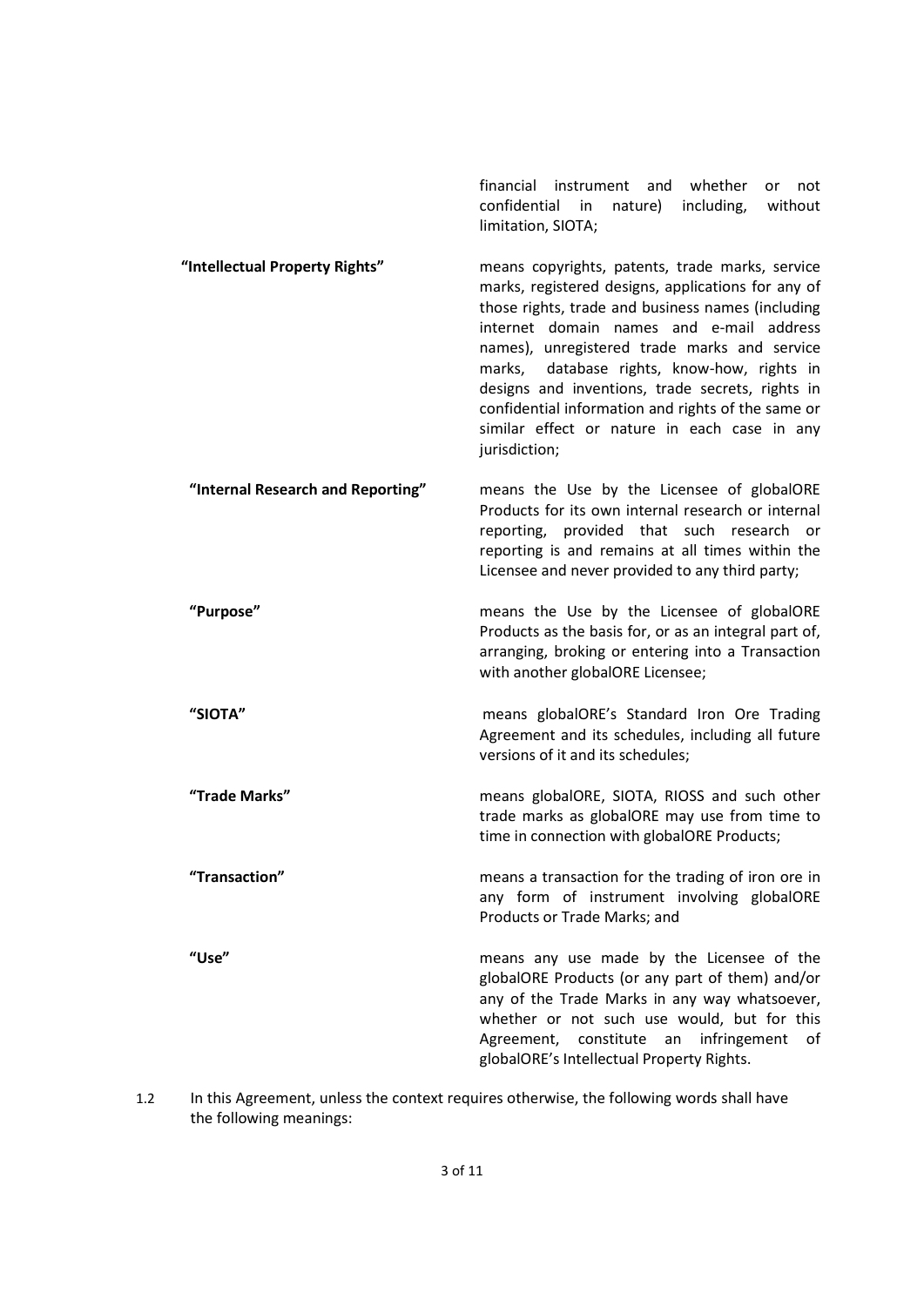financial instrument and whether or not confidential in nature) including, without limitation, SIOTA;

**"Intellectual Property Rights"** means copyrights, patents, trade marks, service marks, registered designs, applications for any of those rights, trade and business names (including internet domain names and e-mail address names), unregistered trade marks and service marks, database rights, know-how, rights in designs and inventions, trade secrets, rights in confidential information and rights of the same or similar effect or nature in each case in any jurisdiction;

**"Internal Research and Reporting"** means the Use by the Licensee of globalORE Products for its own internal research or internal reporting, provided that such research or reporting is and remains at all times within the Licensee and never provided to any third party;

**"Purpose"** means the Use by the Licensee of globalORE Products as the basis for, or as an integral part of, arranging, broking or entering into a Transaction with another globalORE Licensee;

**"SIOTA"** means globalORE's Standard Iron Ore Trading Agreement and its schedules, including all future versions of it and its schedules;

**"Trade Marks"** means globalORE, SIOTA, RIOSS and such other trade marks as globalORE may use from time to time in connection with globalORE Products;

**"Transaction"** means a transaction for the trading of iron ore in any form of instrument involving globalORE Products or Trade Marks; and

**"Use"** means any use made by the Licensee of the globalORE Products (or any part of them) and/or any of the Trade Marks in any way whatsoever, whether or not such use would, but for this Agreement, constitute an infringement of globalORE's Intellectual Property Rights.

1.2 In this Agreement, unless the context requires otherwise, the following words shall have the following meanings: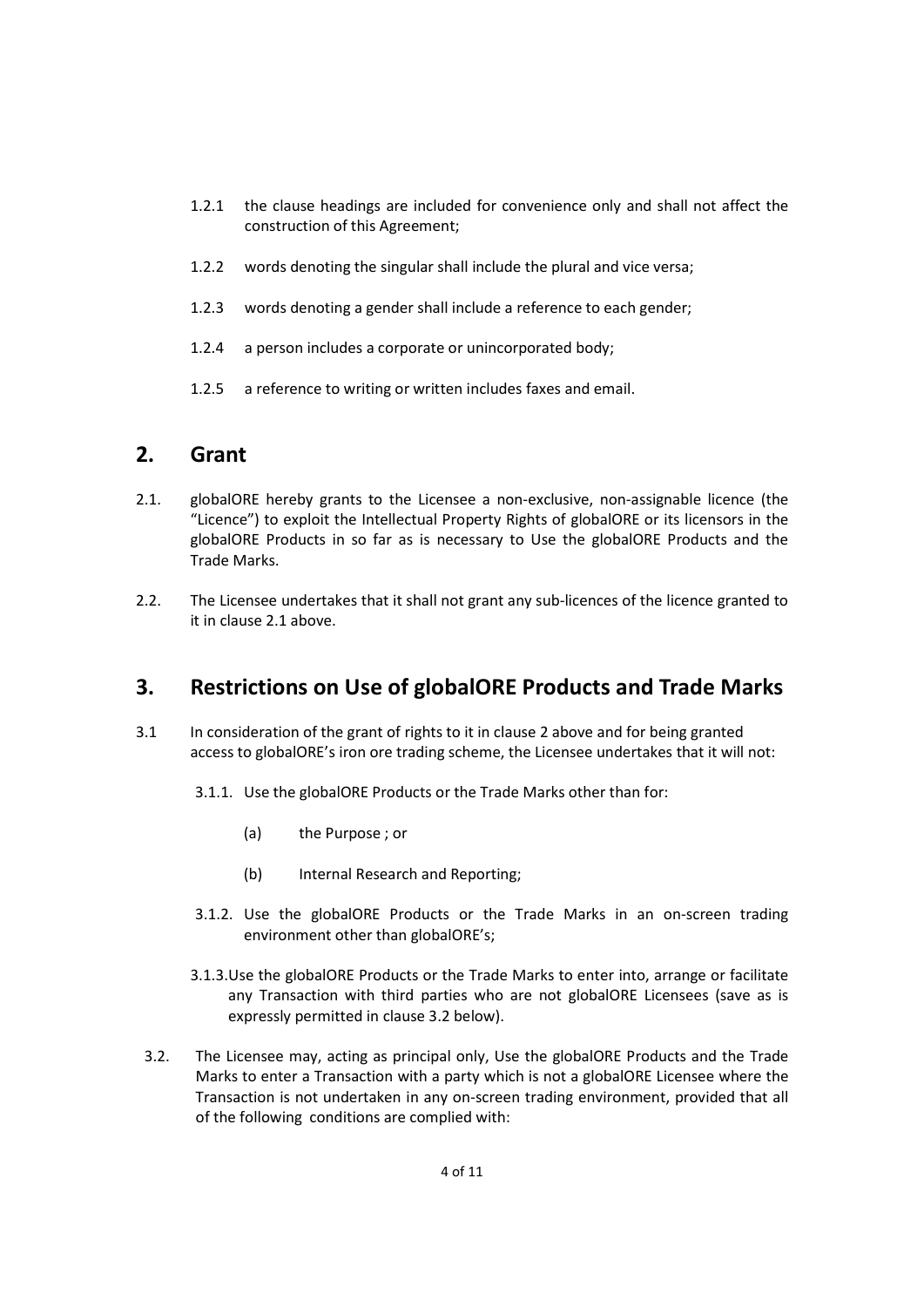1.2.1 the clause headings are included for convenience only and shall not affect the construction of this Agreement;

1.2.2 words denoting the singular shall include the plural and vice versa;

1.2.3 words denoting a gender shall include a reference to each gender;

1.2.4 a person includes a corporate or unincorporated body;

1.2.5 a reference to writing or written includes faxes and email.

## 2. Grant

2.1. globalORE hereby grants to the Licensee a non-exclusive, non-assignable licence (the "Licence") to exploit the Intellectual Property Rights of globalORE or its licensors in the globalORE Products in so far as is necessary to Use the globalORE Products and the Trade Marks.

2.2. The Licensee undertakes that it shall not grant any sub-licences of the licence granted to it in clause 2.1 above.

## 3. Restrictions on Use of globalORE Products and Trade Marks

3.1 In consideration of the grant of rights to it in clause 2 above and for being granted access to globalORE's iron ore trading scheme, the Licensee undertakes that it will not:

3.1.1. Use the globalORE Products or the Trade Marks other than for:

(a) the Purpose ; or

(b) Internal Research and Reporting;

3.1.2. Use the globalORE Products or the Trade Marks in an on-screen trading environment other than globalORE's;

3.1.3. Use the globalORE Products or the Trade Marks to enter into, arrange or facilitate any Transaction with third parties who are not globalORE Licensees (save as is expressly permitted in clause 3.2 below).

3.2. The Licensee may, acting as principal only, Use the globalORE Products and the Trade Marks to enter a Transaction with a party which is not a globalORE Licensee where the Transaction is not undertaken in any on-screen trading environment, provided that all of the following conditions are complied with: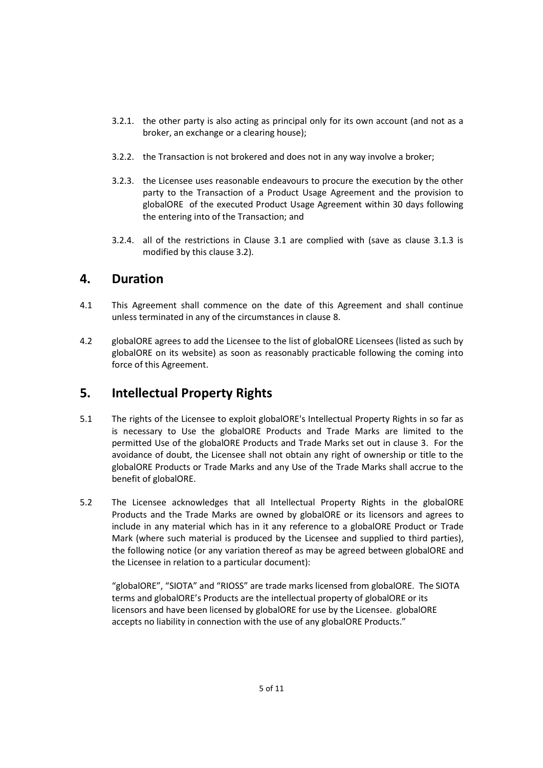3.2.1. the other party is also acting as principal only for its own account (and not as a broker, an exchange or a clearing house);

3.2.2. the Transaction is not brokered and does not in any way involve a broker;

3.2.3. the Licensee uses reasonable endeavours to procure the execution by the other party to the Transaction of a Product Usage Agreement and the provision to globalORE of the executed Product Usage Agreement within 30 days following the entering into of the Transaction; and

3.2.4. all of the restrictions in Clause 3.1 are complied with (save as clause 3.1.3 is modified by this clause 3.2).

## 4. Duration

4.1 This Agreement shall commence on the date of this Agreement and shall continue unless terminated in any of the circumstances in clause 8.

4.2 globalORE agrees to add the Licensee to the list of globalORE Licensees (listed as such by globalORE on its website) as soon as reasonably practicable following the coming into force of this Agreement.

## 5. Intellectual Property Rights

5.1 The rights of the Licensee to exploit globalORE's Intellectual Property Rights in so far as is necessary to Use the globalORE Products and Trade Marks are limited to the permitted Use of the globalORE Products and Trade Marks set out in clause 3. For the avoidance of doubt, the Licensee shall not obtain any right of ownership or title to the globalORE Products or Trade Marks and any Use of the Trade Marks shall accrue to the benefit of globalORE.

5.2 The Licensee acknowledges that all Intellectual Property Rights in the globalORE Products and the Trade Marks are owned by globalORE or its licensors and agrees to include in any material which has in it any reference to a globalORE Product or Trade Mark (where such material is produced by the Licensee and supplied to third parties), the following notice (or any variation thereof as may be agreed between globalORE and the Licensee in relation to a particular document):

"globalORE", "SIOTA" and "RIOSS" are trade marks licensed from globalORE. The SIOTA terms and globalORE's Products are the intellectual property of globalORE or its licensors and have been licensed by globalORE for use by the Licensee. globalORE accepts no liability in connection with the use of any globalORE Products."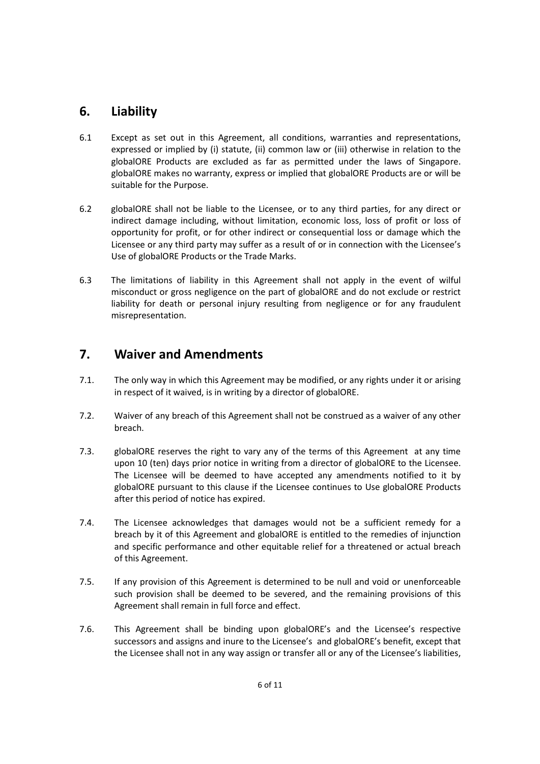## 6. Liability

6.1 Except as set out in this Agreement, all conditions, warranties and representations, expressed or implied by (i) statute, (ii) common law or (iii) otherwise in relation to the globalORE Products are excluded as far as permitted under the laws of Singapore. globalORE makes no warranty, express or implied that globalORE Products are or will be suitable for the Purpose.

6.2 globalORE shall not be liable to the Licensee, or to any third parties, for any direct or indirect damage including, without limitation, economic loss, loss of profit or loss of opportunity for profit, or for other indirect or consequential loss or damage which the Licensee or any third party may suffer as a result of or in connection with the Licensee's Use of globalORE Products or the Trade Marks.

6.3 The limitations of liability in this Agreement shall not apply in the event of wilful misconduct or gross negligence on the part of globalORE and do not exclude or restrict liability for death or personal injury resulting from negligence or for any fraudulent misrepresentation.

## 7. Waiver and Amendments

7.1. The only way in which this Agreement may be modified, or any rights under it or arising in respect of it waived, is in writing by a director of globalORE.

7.2. Waiver of any breach of this Agreement shall not be construed as a waiver of any other breach.

7.3. globalORE reserves the right to vary any of the terms of this Agreement at any time upon 10 (ten) days prior notice in writing from a director of globalORE to the Licensee. The Licensee will be deemed to have accepted any amendments notified to it by globalORE pursuant to this clause if the Licensee continues to Use globalORE Products after this period of notice has expired.

7.4. The Licensee acknowledges that damages would not be a sufficient remedy for a breach by it of this Agreement and globalORE is entitled to the remedies of injunction and specific performance and other equitable relief for a threatened or actual breach of this Agreement.

7.5. If any provision of this Agreement is determined to be null and void or unenforceable such provision shall be deemed to be severed, and the remaining provisions of this Agreement shall remain in full force and effect.

7.6. This Agreement shall be binding upon globalORE's and the Licensee's respective successors and assigns and inure to the Licensee's and globalORE's benefit, except that the Licensee shall not in any way assign or transfer all or any of the Licensee's liabilities,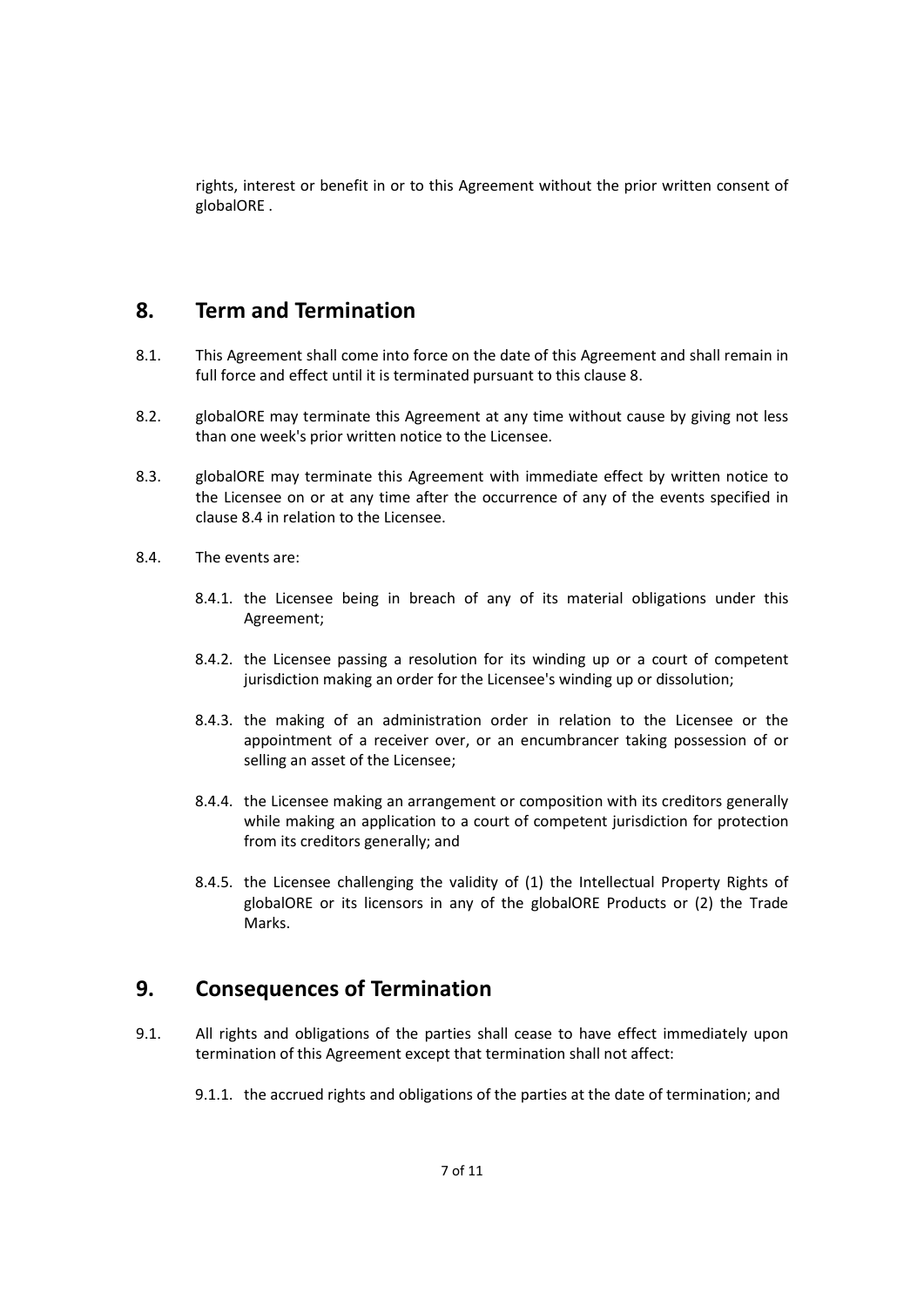rights, interest or benefit in or to this Agreement without the prior written consent of globalORE .

## 8. Term and Termination

8.1. This Agreement shall come into force on the date of this Agreement and shall remain in full force and effect until it is terminated pursuant to this clause 8.

8.2. globalORE may terminate this Agreement at any time without cause by giving not less than one week's prior written notice to the Licensee.

8.3. globalORE may terminate this Agreement with immediate effect by written notice to the Licensee on or at any time after the occurrence of any of the events specified in clause 8.4 in relation to the Licensee.

8.4. The events are:

8.4.1. the Licensee being in breach of any of its material obligations under this Agreement;

8.4.2. the Licensee passing a resolution for its winding up or a court of competent jurisdiction making an order for the Licensee's winding up or dissolution;

8.4.3. the making of an administration order in relation to the Licensee or the appointment of a receiver over, or an encumbrancer taking possession of or selling an asset of the Licensee;

8.4.4. the Licensee making an arrangement or composition with its creditors generally while making an application to a court of competent jurisdiction for protection from its creditors generally; and

8.4.5. the Licensee challenging the validity of (1) the Intellectual Property Rights of globalORE or its licensors in any of the globalORE Products or (2) the Trade Marks.

## 9. Consequences of Termination

9.1. All rights and obligations of the parties shall cease to have effect immediately upon termination of this Agreement except that termination shall not affect:

9.1.1. the accrued rights and obligations of the parties at the date of termination; and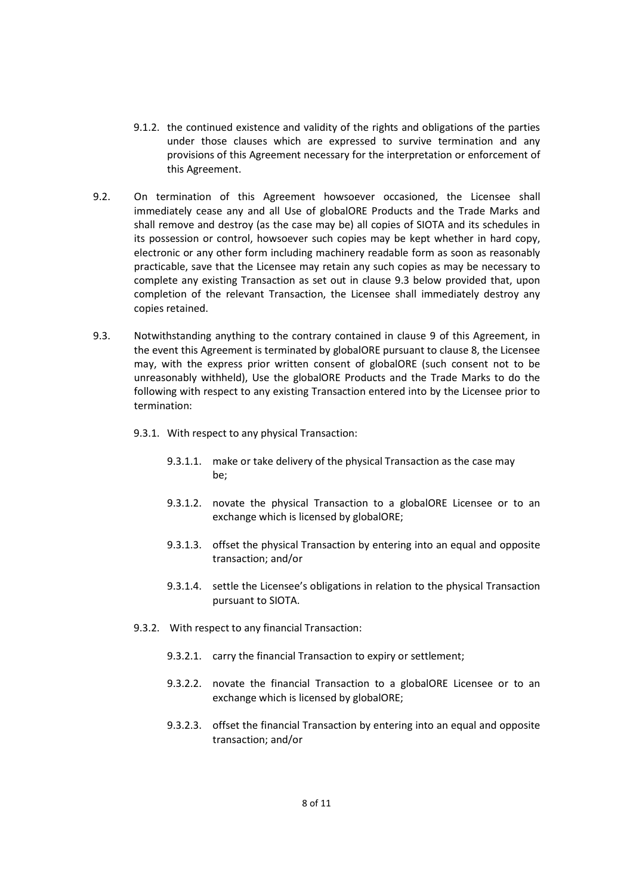9.1.2. the continued existence and validity of the rights and obligations of the parties under those clauses which are expressed to survive termination and any provisions of this Agreement necessary for the interpretation or enforcement of this Agreement.

9.2. On termination of this Agreement howsoever occasioned, the Licensee shall immediately cease any and all Use of globalORE Products and the Trade Marks and shall remove and destroy (as the case may be) all copies of SIOTA and its schedules in its possession or control, howsoever such copies may be kept whether in hard copy, electronic or any other form including machinery readable form as soon as reasonably practicable, save that the Licensee may retain any such copies as may be necessary to complete any existing Transaction as set out in clause 9.3 below provided that, upon completion of the relevant Transaction, the Licensee shall immediately destroy any copies retained.

9.3. Notwithstanding anything to the contrary contained in clause 9 of this Agreement, in the event this Agreement is terminated by globalORE pursuant to clause 8, the Licensee may, with the express prior written consent of globalORE (such consent not to be unreasonably withheld), Use the globalORE Products and the Trade Marks to do the following with respect to any existing Transaction entered into by the Licensee prior to termination:

9.3.1. With respect to any physical Transaction:

9.3.1.1. make or take delivery of the physical Transaction as the case may be;

9.3.1.2. novate the physical Transaction to a globalORE Licensee or to an exchange which is licensed by globalORE;

9.3.1.3. offset the physical Transaction by entering into an equal and opposite transaction; and/or

9.3.1.4. settle the Licensee's obligations in relation to the physical Transaction pursuant to SIOTA.

9.3.2. With respect to any financial Transaction:

9.3.2.1. carry the financial Transaction to expiry or settlement;

9.3.2.2. novate the financial Transaction to a globalORE Licensee or to an exchange which is licensed by globalORE;

9.3.2.3. offset the financial Transaction by entering into an equal and opposite transaction; and/or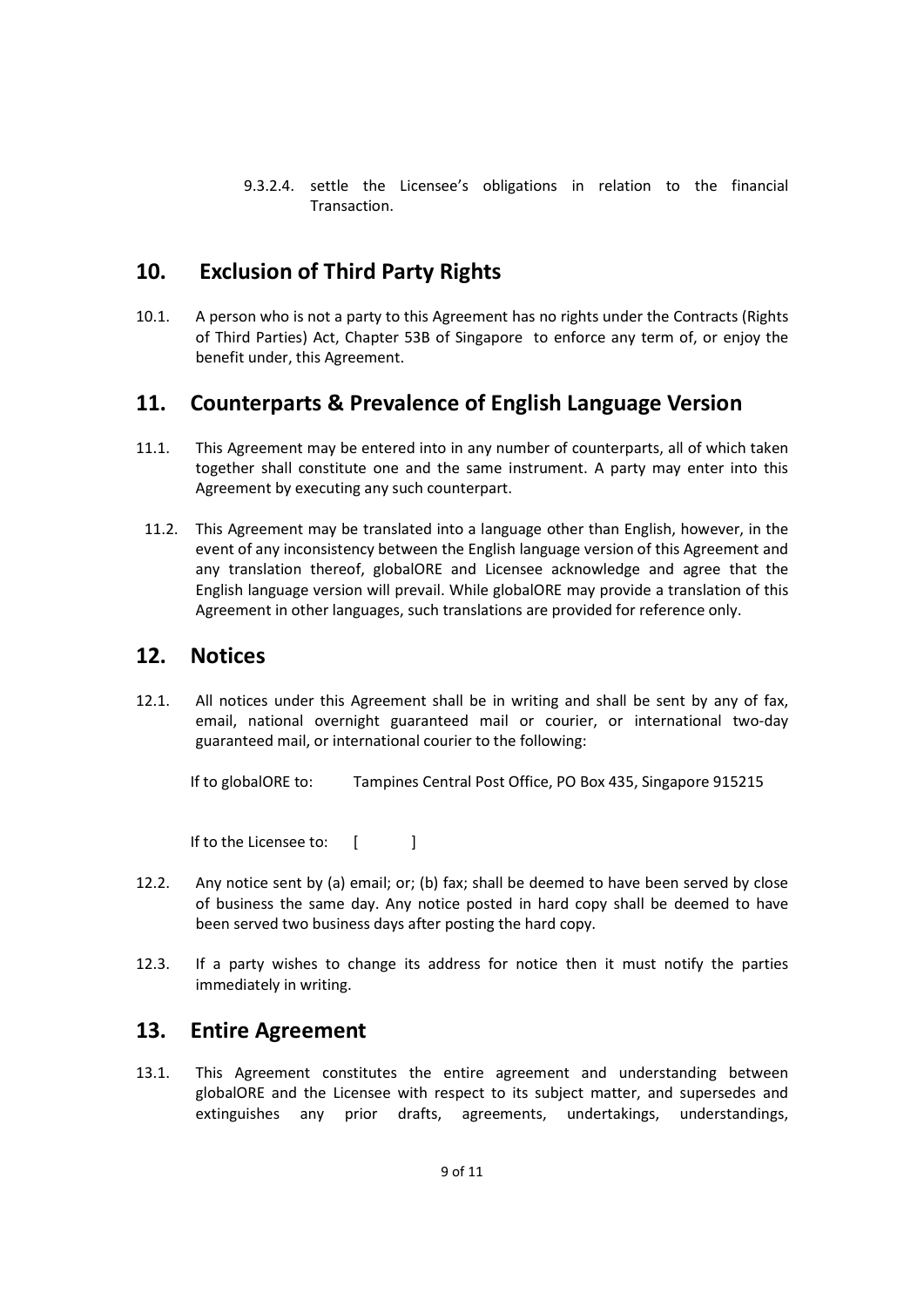9.3.2.4. settle the Licensee's obligations in relation to the financial Transaction.

## 10. Exclusion of Third Party Rights

10.1. A person who is not a party to this Agreement has no rights under the Contracts (Rights of Third Parties) Act, Chapter 53B of Singapore to enforce any term of, or enjoy the benefit under, this Agreement.

## 11. Counterparts & Prevalence of English Language Version

11.1. This Agreement may be entered into in any number of counterparts, all of which taken together shall constitute one and the same instrument. A party may enter into this Agreement by executing any such counterpart.

11.2. This Agreement may be translated into a language other than English, however, in the event of any inconsistency between the English language version of this Agreement and any translation thereof, globalORE and Licensee acknowledge and agree that the English language version will prevail. While globalORE may provide a translation of this Agreement in other languages, such translations are provided for reference only.

## 12. Notices

12.1. All notices under this Agreement shall be in writing and shall be sent by any of fax, email, national overnight guaranteed mail or courier, or international two-day guaranteed mail, or international courier to the following:

If to globalORE to: Tampines Central Post Office, PO Box 435, Singapore 915215

If to the Licensee to: [ ]

12.2. Any notice sent by (a) email; or; (b) fax; shall be deemed to have been served by close of business the same day. Any notice posted in hard copy shall be deemed to have been served two business days after posting the hard copy.

12.3. If a party wishes to change its address for notice then it must notify the parties immediately in writing.

## 13. Entire Agreement

13.1. This Agreement constitutes the entire agreement and understanding between globalORE and the Licensee with respect to its subject matter, and supersedes and extinguishes any prior drafts, agreements, undertakings, understandings,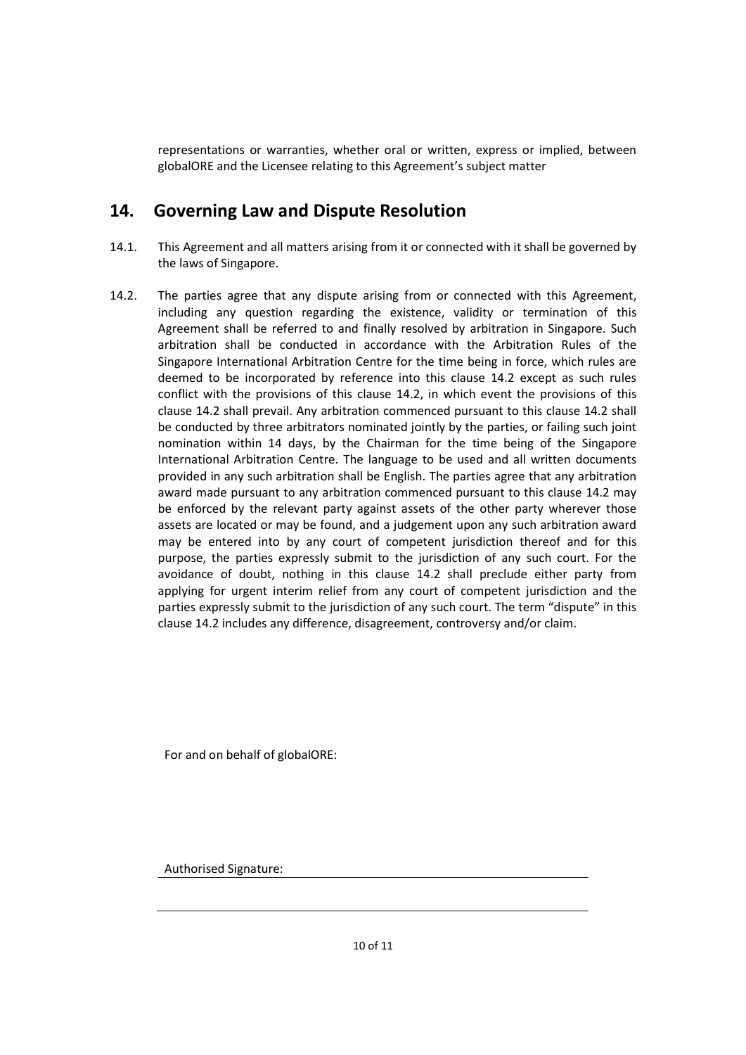representations or warranties, whether oral or written, express or implied, between globalORE and the Licensee relating to this Agreement's subject matter

## 14. Governing Law and Dispute Resolution

14.1. This Agreement and all matters arising from it or connected with it shall be governed by the laws of Singapore.

14.2. The parties agree that any dispute arising from or connected with this Agreement, including any question regarding the existence, validity or termination of this Agreement shall be referred to and finally resolved by arbitration in Singapore. Such arbitration shall be conducted in accordance with the Arbitration Rules of the Singapore International Arbitration Centre for the time being in force, which rules are deemed to be incorporated by reference into this clause 14.2 except as such rules conflict with the provisions of this clause 14.2, in which event the provisions of this clause 14.2 shall prevail. Any arbitration commenced pursuant to this clause 14.2 shall be conducted by three arbitrators nominated jointly by the parties, or failing such joint nomination within 14 days, by the Chairman for the time being of the Singapore International Arbitration Centre. The language to be used and all written documents provided in any such arbitration shall be English. The parties agree that any arbitration award made pursuant to any arbitration commenced pursuant to this clause 14.2 may be enforced by the relevant party against assets of the other party wherever those assets are located or may be found, and a judgement upon any such arbitration award may be entered into by any court of competent jurisdiction thereof and for this purpose, the parties expressly submit to the jurisdiction of any such court. For the avoidance of doubt, nothing in this clause 14.2 shall preclude either party from applying for urgent interim relief from any court of competent jurisdiction and the parties expressly submit to the jurisdiction of any such court. The term "dispute" in this clause 14.2 includes any difference, disagreement, controversy and/or claim.

For and on behalf of globalORE:

Authorised Signature: ______________________________________________

______________________________________________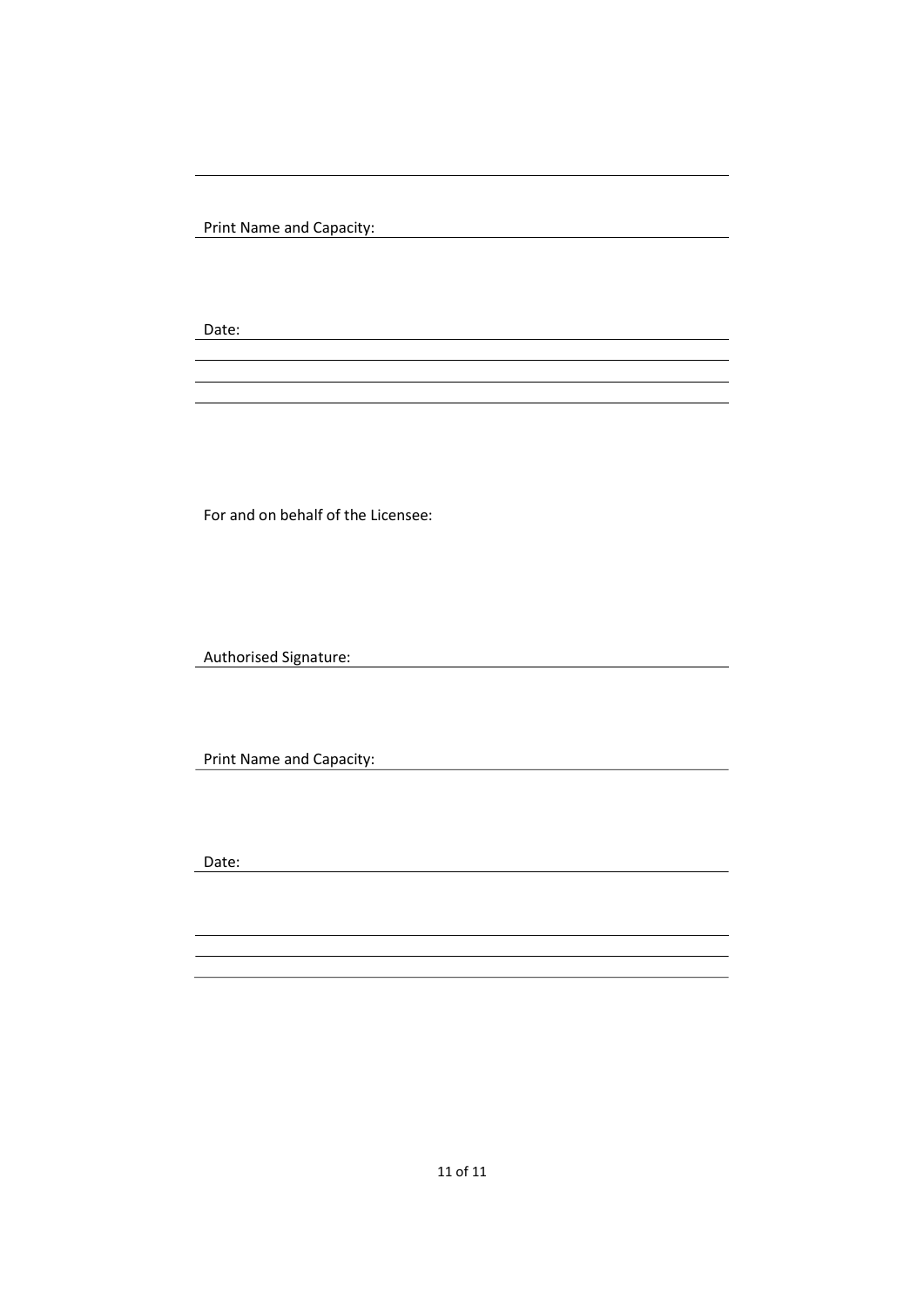Print Name and Capacity: \_\_\_\_\_\_\_\_\_\_\_\_\_\_\_\_\_\_\_\_\_\_\_\_\_\_\_\_\_\_\_\_\_\_\_\_\_\_\_\_

Date: \_\_\_\_\_\_\_\_\_\_\_\_\_\_\_\_\_\_\_\_\_\_\_\_\_\_\_\_\_\_\_\_\_\_\_\_\_\_\_\_\_\_\_\_\_\_\_\_\_\_\_\_\_\_\_\_\_\_\_\_

For and on behalf of the Licensee:

Authorised Signature: \_\_\_\_\_\_\_\_\_\_\_\_\_\_\_\_\_\_\_\_\_\_\_\_\_\_\_\_\_\_\_\_\_\_\_\_\_\_\_\_\_\_\_\_

Print Name and Capacity: \_\_\_\_\_\_\_\_\_\_\_\_\_\_\_\_\_\_\_\_\_\_\_\_\_\_\_\_\_\_\_\_\_\_\_\_\_\_\_\_

Date: \_\_\_\_\_\_\_\_\_\_\_\_\_\_\_\_\_\_\_\_\_\_\_\_\_\_\_\_\_\_\_\_\_\_\_\_\_\_\_\_\_\_\_\_\_\_\_\_\_\_\_\_\_\_\_\_\_\_\_\_